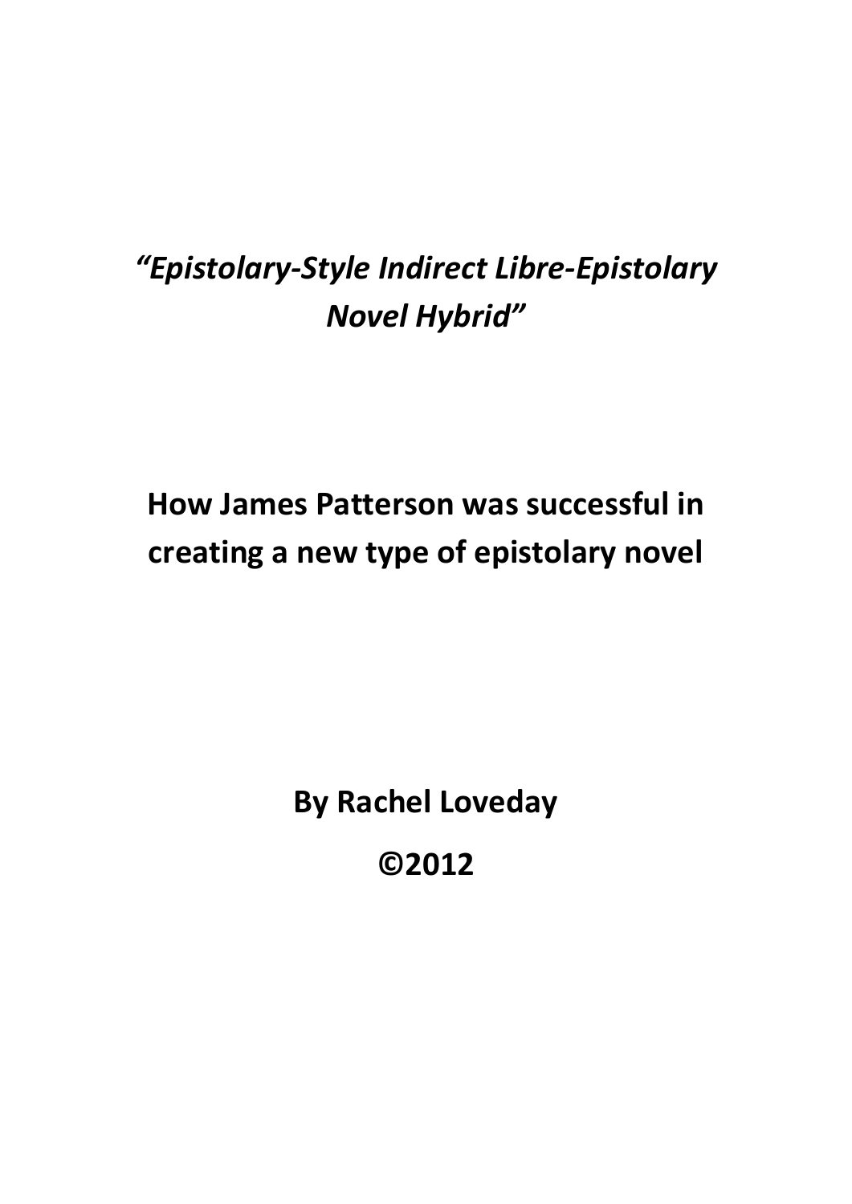*“Epistolary-Style Indirect Libre-Epistolary Novel Hybrid”*

# How James Patterson was successful in creating a new type of epistolary novel

**By Rachel Loveday**

**©2012**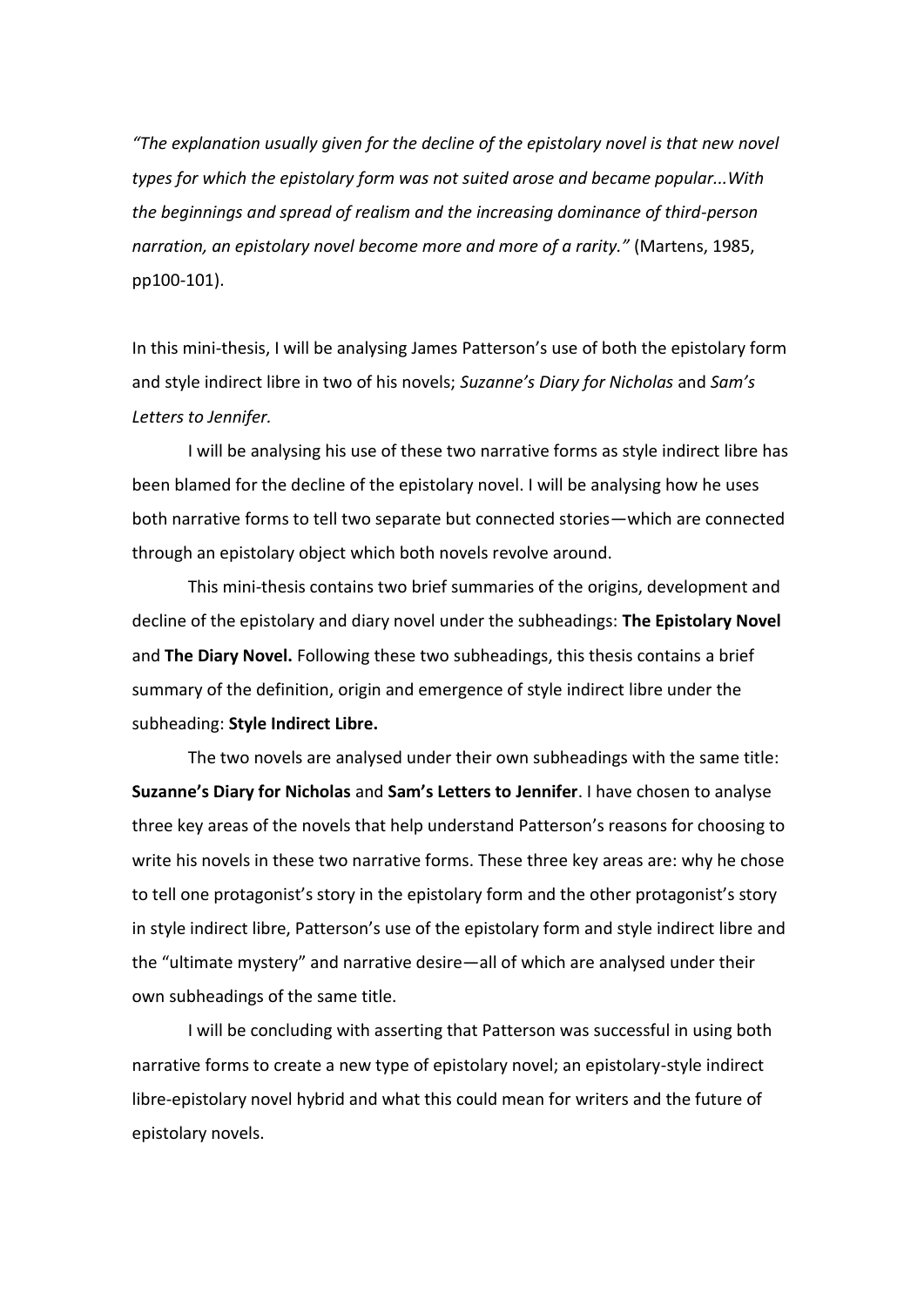*"The explanation usually given for the decline of the epistolary novel is that new novel types for which the epistolary form was not suited arose and became popular...With the beginnings and spread of realism and the increasing dominance of third-person narration, an epistolary novel become more and more of a rarity."* (Martens, 1985, pp100-101).

In this mini-thesis, I will be analysing James Patterson's use of both the epistolary form and style indirect libre in two of his novels; *Suzanne's Diary for Nicholas* and *Sam's Letters to Jennifer.*

I will be analysing his use of these two narrative forms as style indirect libre has been blamed for the decline of the epistolary novel. I will be analysing how he uses both narrative forms to tell two separate but connected stories—which are connected through an epistolary object which both novels revolve around.

This mini-thesis contains two brief summaries of the origins, development and decline of the epistolary and diary novel under the subheadings: **The Epistolary Novel** and **The Diary Novel.** Following these two subheadings, this thesis contains a brief summary of the definition, origin and emergence of style indirect libre under the subheading: **Style Indirect Libre.**

The two novels are analysed under their own subheadings with the same title: **Suzanne's Diary for Nicholas** and **Sam's Letters to Jennifer**. I have chosen to analyse three key areas of the novels that help understand Patterson's reasons for choosing to write his novels in these two narrative forms. These three key areas are: why he chose to tell one protagonist's story in the epistolary form and the other protagonist's story in style indirect libre, Patterson's use of the epistolary form and style indirect libre and the "ultimate mystery" and narrative desire—all of which are analysed under their own subheadings of the same title.

I will be concluding with asserting that Patterson was successful in using both narrative forms to create a new type of epistolary novel; an epistolary-style indirect libre-epistolary novel hybrid and what this could mean for writers and the future of epistolary novels.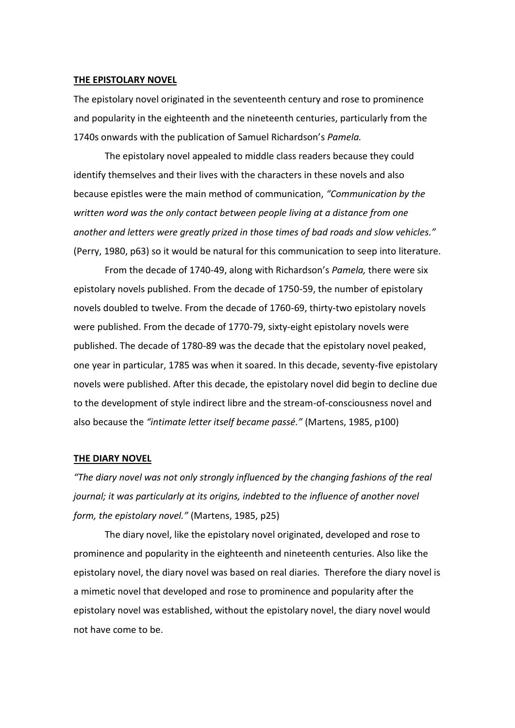**THE EPISTOLARY NOVEL**

The epistolary novel originated in the seventeenth century and rose to prominence and popularity in the eighteenth and the nineteenth centuries, particularly from the 1740s onwards with the publication of Samuel Richardson's *Pamela.*

The epistolary novel appealed to middle class readers because they could identify themselves and their lives with the characters in these novels and also because epistles were the main method of communication, *"Communication by the written word was the only contact between people living at a distance from one another and letters were greatly prized in those times of bad roads and slow vehicles."* (Perry, 1980, p63) so it would be natural for this communication to seep into literature.

From the decade of 1740-49, along with Richardson's *Pamela,* there were six epistolary novels published. From the decade of 1750-59, the number of epistolary novels doubled to twelve. From the decade of 1760-69, thirty-two epistolary novels were published. From the decade of 1770-79, sixty-eight epistolary novels were published. The decade of 1780-89 was the decade that the epistolary novel peaked, one year in particular, 1785 was when it soared. In this decade, seventy-five epistolary novels were published. After this decade, the epistolary novel did begin to decline due to the development of style indirect libre and the stream-of-consciousness novel and also because the *"intimate letter itself became passé."* (Martens, 1985, p100)

**THE DIARY NOVEL**

*"The diary novel was not only strongly influenced by the changing fashions of the real journal; it was particularly at its origins, indebted to the influence of another novel form, the epistolary novel."* (Martens, 1985, p25)

The diary novel, like the epistolary novel originated, developed and rose to prominence and popularity in the eighteenth and nineteenth centuries. Also like the epistolary novel, the diary novel was based on real diaries. Therefore the diary novel is a mimetic novel that developed and rose to prominence and popularity after the epistolary novel was established, without the epistolary novel, the diary novel would not have come to be.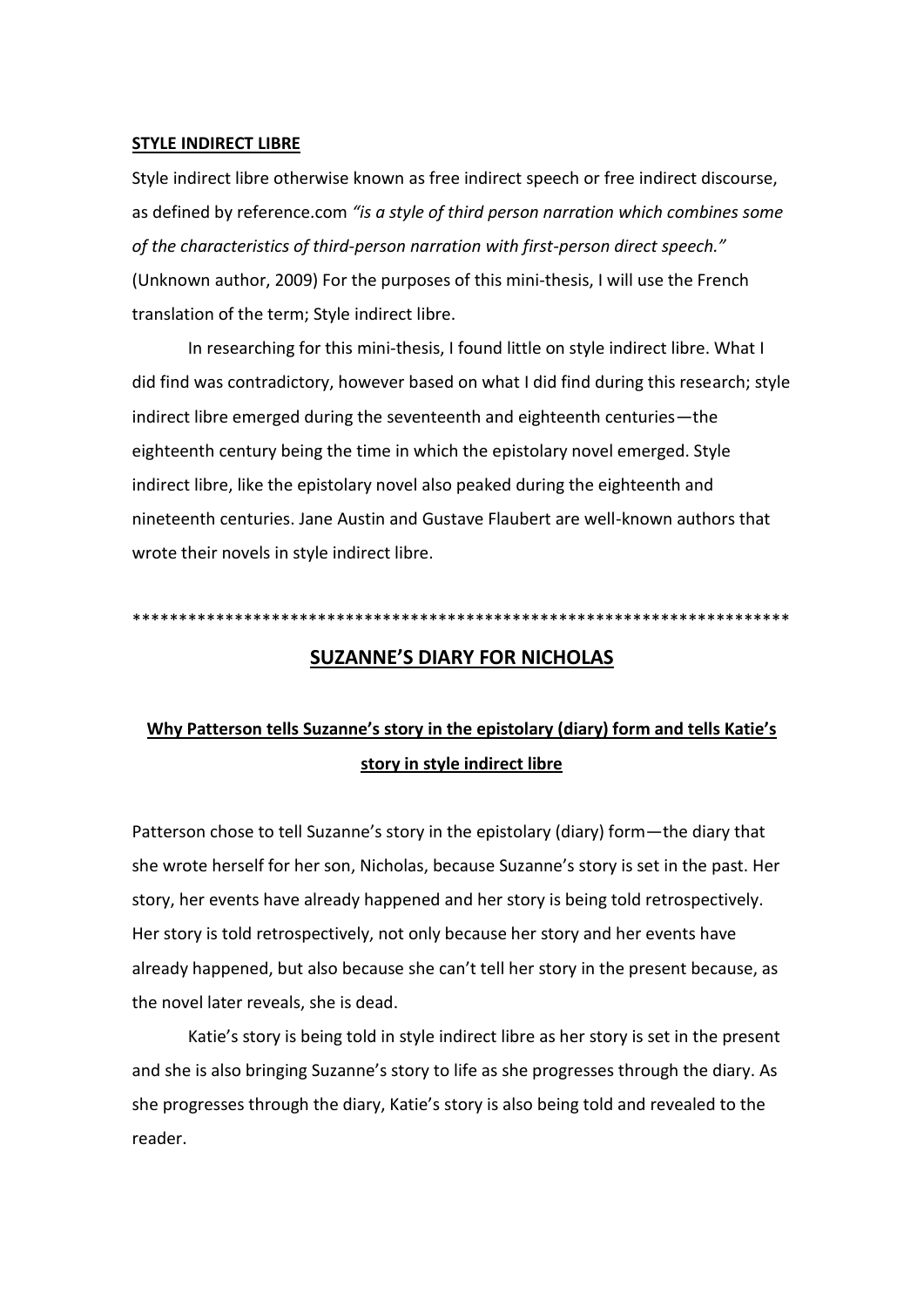**STYLE INDIRECT LIBRE**

Style indirect libre otherwise known as free indirect speech or free indirect discourse, as defined by reference.com *"is a style of third person narration which combines some of the characteristics of third-person narration with first-person direct speech."* (Unknown author, 2009) For the purposes of this mini-thesis, I will use the French translation of the term; Style indirect libre.

In researching for this mini-thesis, I found little on style indirect libre. What I did find was contradictory, however based on what I did find during this research; style indirect libre emerged during the seventeenth and eighteenth centuries—the eighteenth century being the time in which the epistolary novel emerged. Style indirect libre, like the epistolary novel also peaked during the eighteenth and nineteenth centuries. Jane Austin and Gustave Flaubert are well-known authors that wrote their novels in style indirect libre.

************************************************************************

## SUZANNE'S DIARY FOR NICHOLAS

### Why Patterson tells Suzanne's story in the epistolary (diary) form and tells Katie's story in style indirect libre

Patterson chose to tell Suzanne's story in the epistolary (diary) form—the diary that she wrote herself for her son, Nicholas, because Suzanne's story is set in the past. Her story, her events have already happened and her story is being told retrospectively. Her story is told retrospectively, not only because her story and her events have already happened, but also because she can't tell her story in the present because, as the novel later reveals, she is dead.

Katie's story is being told in style indirect libre as her story is set in the present and she is also bringing Suzanne's story to life as she progresses through the diary. As she progresses through the diary, Katie's story is also being told and revealed to the reader.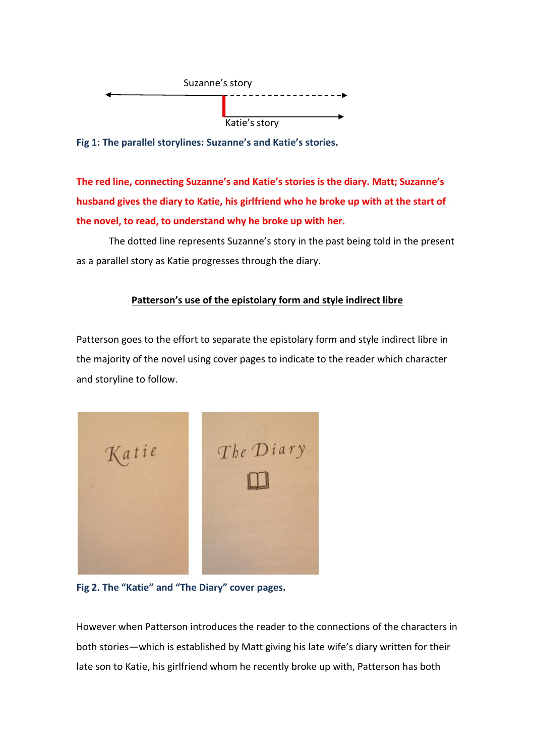Suzanne's story

Katie's story

**Fig 1: The parallel storylines: Suzanne's and Katie's stories.**

**The red line, connecting Suzanne's and Katie's stories is the diary. Matt; Suzanne's husband gives the diary to Katie, his girlfriend who he broke up with at the start of the novel, to read, to understand why he broke up with her.**

The dotted line represents Suzanne's story in the past being told in the present as a parallel story as Katie progresses through the diary.

## Patterson's use of the epistolary form and style indirect libre

Patterson goes to the effort to separate the epistolary form and style indirect libre in the majority of the novel using cover pages to indicate to the reader which character and storyline to follow.

Katie

The Diary

**Fig 2. The "Katie" and "The Diary" cover pages.**

However when Patterson introduces the reader to the connections of the characters in both stories—which is established by Matt giving his late wife's diary written for their late son to Katie, his girlfriend whom he recently broke up with, Patterson has both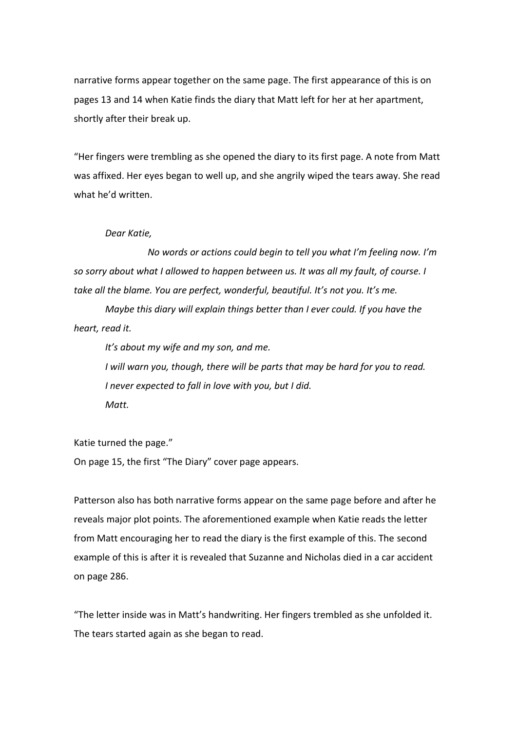narrative forms appear together on the same page. The first appearance of this is on pages 13 and 14 when Katie finds the diary that Matt left for her at her apartment, shortly after their break up.

"Her fingers were trembling as she opened the diary to its first page. A note from Matt was affixed. Her eyes began to well up, and she angrily wiped the tears away. She read what he'd written.

> *Dear Katie,*
>
> *No words or actions could begin to tell you what I'm feeling now. I'm so sorry about what I allowed to happen between us. It was all my fault, of course. I take all the blame. You are perfect, wonderful, beautiful. It's not you. It's me.*
>
> *Maybe this diary will explain things better than I ever could. If you have the heart, read it.*
>
> *It's about my wife and my son, and me.*
>
> *I will warn you, though, there will be parts that may be hard for you to read.*
>
> *I never expected to fall in love with you, but I did.*
>
> *Matt.*

Katie turned the page."

On page 15, the first "The Diary" cover page appears.

Patterson also has both narrative forms appear on the same page before and after he reveals major plot points. The aforementioned example when Katie reads the letter from Matt encouraging her to read the diary is the first example of this. The second example of this is after it is revealed that Suzanne and Nicholas died in a car accident on page 286.

"The letter inside was in Matt's handwriting. Her fingers trembled as she unfolded it. The tears started again as she began to read.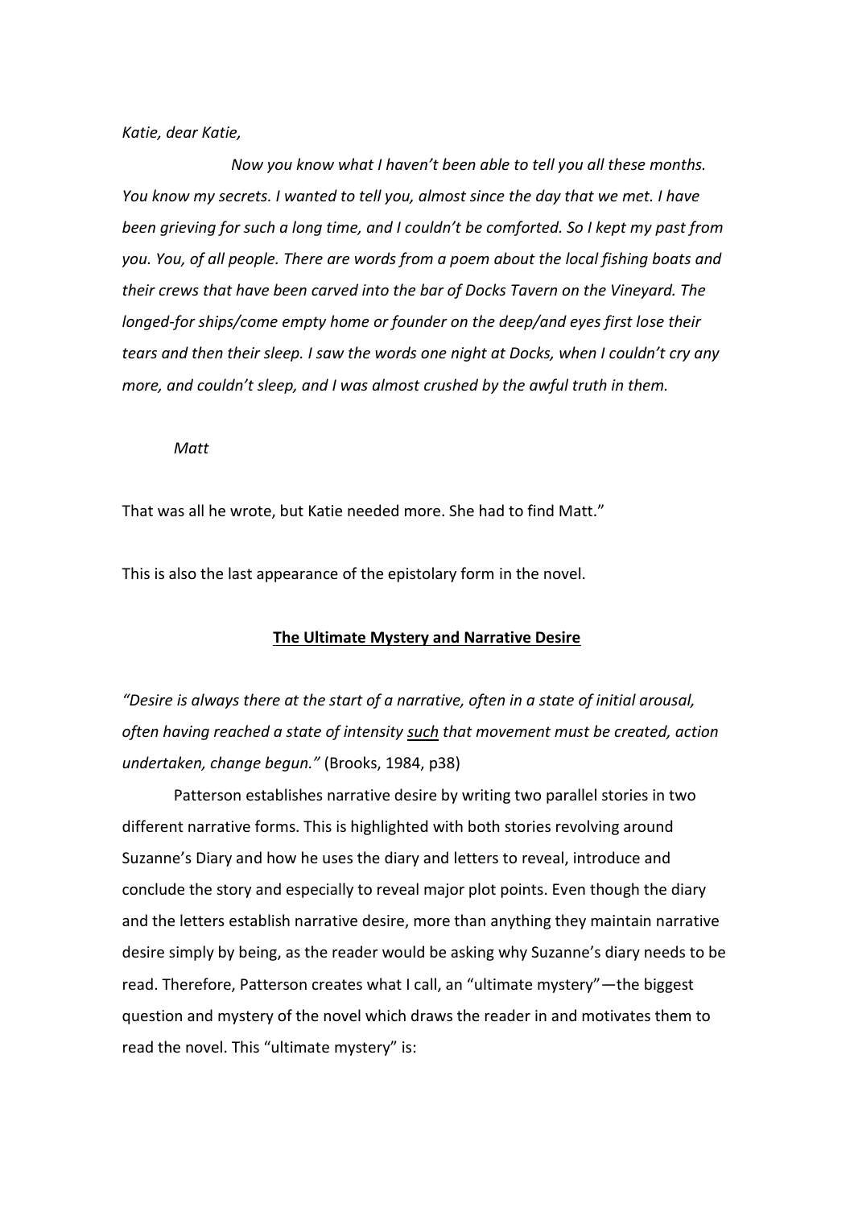*Katie, dear Katie,*

*Now you know what I haven't been able to tell you all these months. You know my secrets. I wanted to tell you, almost since the day that we met. I have been grieving for such a long time, and I couldn't be comforted. So I kept my past from you. You, of all people. There are words from a poem about the local fishing boats and their crews that have been carved into the bar of Docks Tavern on the Vineyard. The longed-for ships/come empty home or founder on the deep/and eyes first lose their tears and then their sleep. I saw the words one night at Docks, when I couldn't cry any more, and couldn't sleep, and I was almost crushed by the awful truth in them.*

*Matt*

That was all he wrote, but Katie needed more. She had to find Matt."

This is also the last appearance of the epistolary form in the novel.

## The Ultimate Mystery and Narrative Desire

*"Desire is always there at the start of a narrative, often in a state of initial arousal, often having reached a state of intensity such that movement must be created, action undertaken, change begun."* (Brooks, 1984, p38)

Patterson establishes narrative desire by writing two parallel stories in two different narrative forms. This is highlighted with both stories revolving around Suzanne's Diary and how he uses the diary and letters to reveal, introduce and conclude the story and especially to reveal major plot points. Even though the diary and the letters establish narrative desire, more than anything they maintain narrative desire simply by being, as the reader would be asking why Suzanne's diary needs to be read. Therefore, Patterson creates what I call, an "ultimate mystery"—the biggest question and mystery of the novel which draws the reader in and motivates them to read the novel. This "ultimate mystery" is: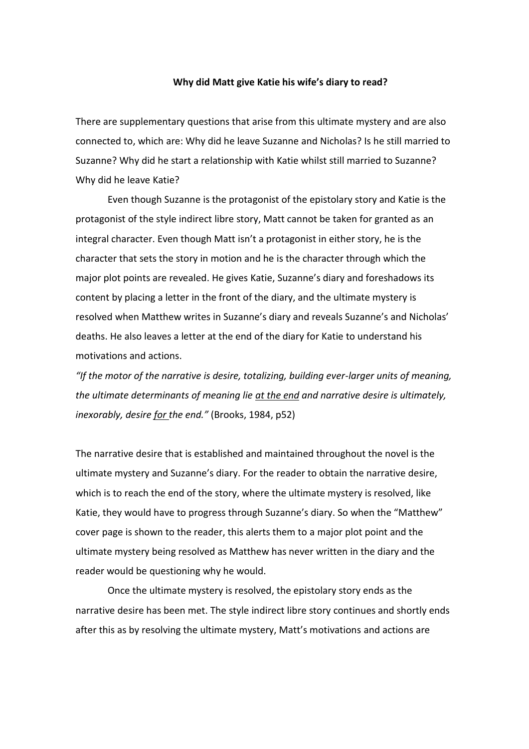**Why did Matt give Katie his wife's diary to read?**

There are supplementary questions that arise from this ultimate mystery and are also connected to, which are: Why did he leave Suzanne and Nicholas? Is he still married to Suzanne? Why did he start a relationship with Katie whilst still married to Suzanne? Why did he leave Katie?

Even though Suzanne is the protagonist of the epistolary story and Katie is the protagonist of the style indirect libre story, Matt cannot be taken for granted as an integral character. Even though Matt isn't a protagonist in either story, he is the character that sets the story in motion and he is the character through which the major plot points are revealed. He gives Katie, Suzanne's diary and foreshadows its content by placing a letter in the front of the diary, and the ultimate mystery is resolved when Matthew writes in Suzanne's diary and reveals Suzanne's and Nicholas' deaths. He also leaves a letter at the end of the diary for Katie to understand his motivations and actions.

*"If the motor of the narrative is desire, totalizing, building ever-larger units of meaning, the ultimate determinants of meaning lie <u>at the end</u> and narrative desire is ultimately, inexorably, desire <u>for</u> the end."* (Brooks, 1984, p52)

The narrative desire that is established and maintained throughout the novel is the ultimate mystery and Suzanne's diary. For the reader to obtain the narrative desire, which is to reach the end of the story, where the ultimate mystery is resolved, like Katie, they would have to progress through Suzanne's diary. So when the "Matthew" cover page is shown to the reader, this alerts them to a major plot point and the ultimate mystery being resolved as Matthew has never written in the diary and the reader would be questioning why he would.

Once the ultimate mystery is resolved, the epistolary story ends as the narrative desire has been met. The style indirect libre story continues and shortly ends after this as by resolving the ultimate mystery, Matt's motivations and actions are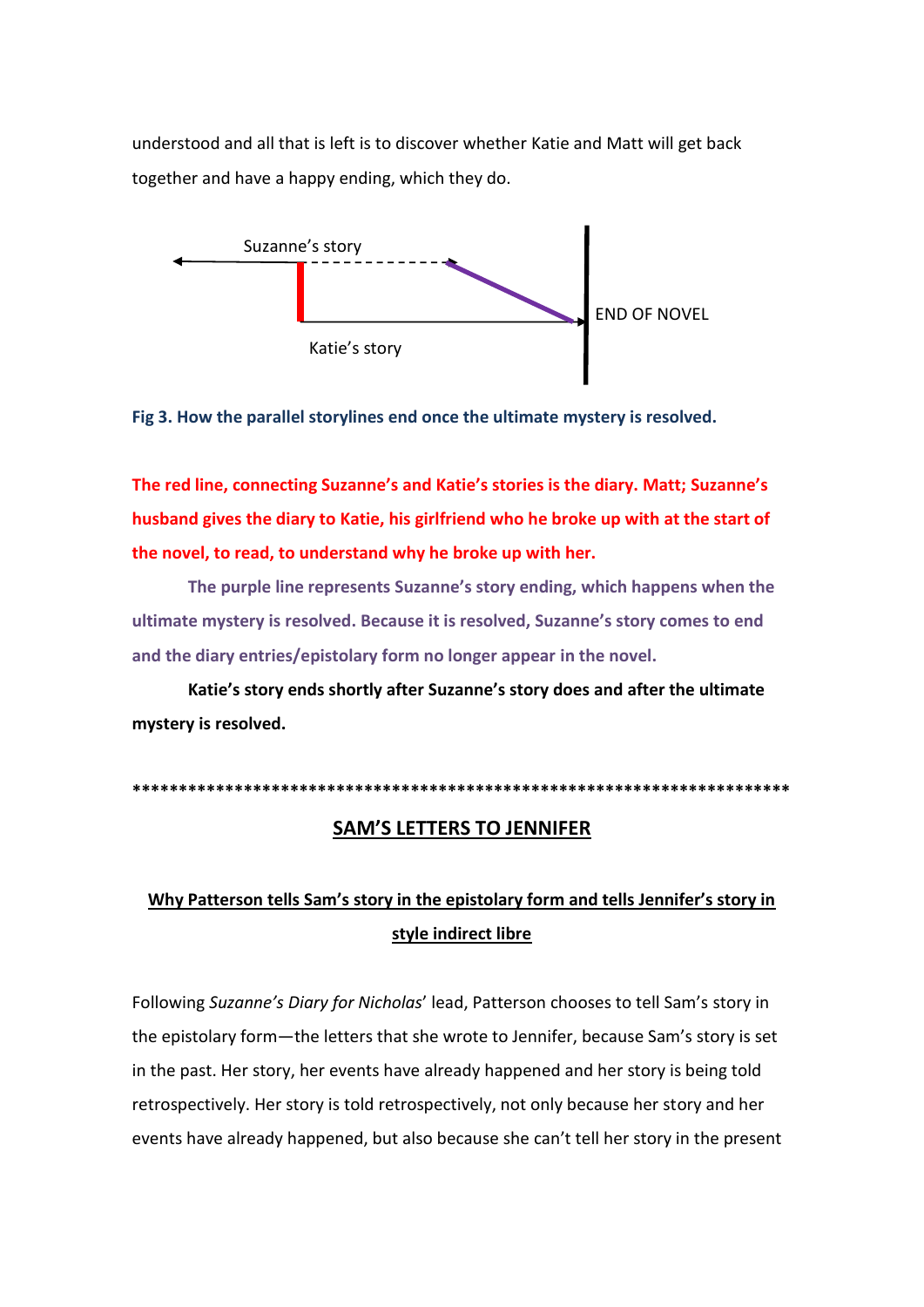understood and all that is left is to discover whether Katie and Matt will get back together and have a happy ending, which they do.

Suzanne's story

END OF NOVEL

Katie's story

**Fig 3. How the parallel storylines end once the ultimate mystery is resolved.**

**The red line, connecting Suzanne's and Katie's stories is the diary. Matt; Suzanne's husband gives the diary to Katie, his girlfriend who he broke up with at the start of the novel, to read, to understand why he broke up with her.**

**The purple line represents Suzanne's story ending, which happens when the ultimate mystery is resolved. Because it is resolved, Suzanne's story comes to end and the diary entries/epistolary form no longer appear in the novel.**

**Katie's story ends shortly after Suzanne's story does and after the ultimate mystery is resolved.**

**************************************************************************

## SAM'S LETTERS TO JENNIFER

### Why Patterson tells Sam's story in the epistolary form and tells Jennifer's story in style indirect libre

Following *Suzanne's Diary for Nicholas*' lead, Patterson chooses to tell Sam's story in the epistolary form—the letters that she wrote to Jennifer, because Sam's story is set in the past. Her story, her events have already happened and her story is being told retrospectively. Her story is told retrospectively, not only because her story and her events have already happened, but also because she can't tell her story in the present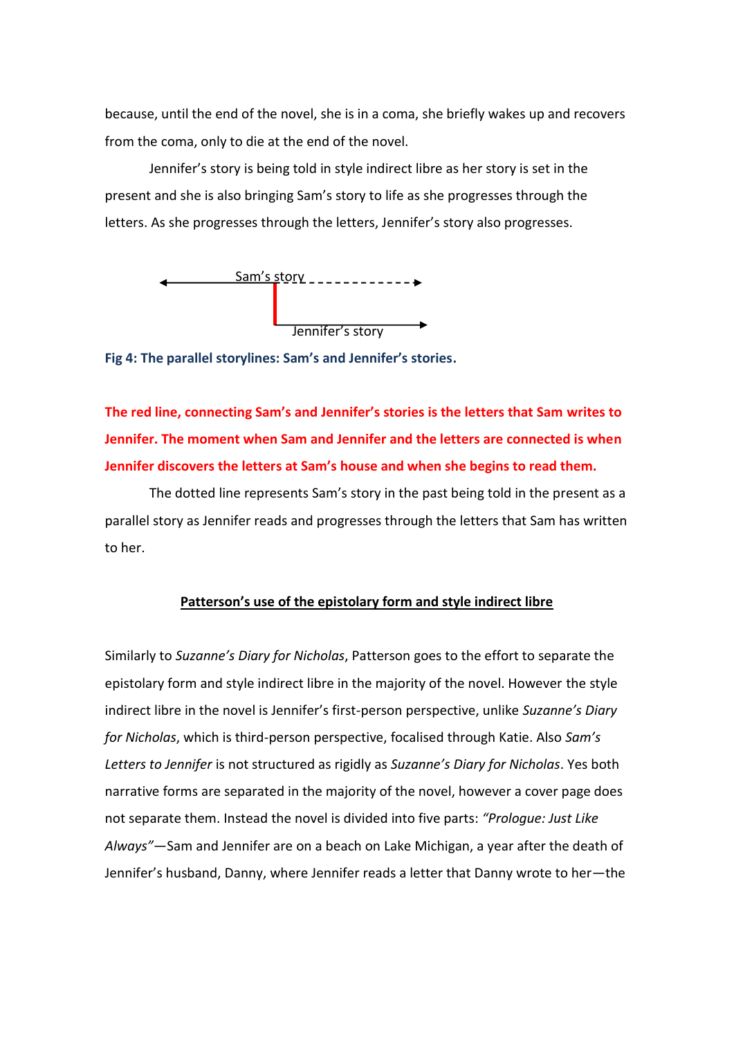because, until the end of the novel, she is in a coma, she briefly wakes up and recovers from the coma, only to die at the end of the novel.

Jennifer's story is being told in style indirect libre as her story is set in the present and she is also bringing Sam's story to life as she progresses through the letters. As she progresses through the letters, Jennifer's story also progresses.

Sam's story

Jennifer's story

**Fig 4: The parallel storylines: Sam's and Jennifer's stories.**

**The red line, connecting Sam's and Jennifer's stories is the letters that Sam writes to Jennifer. The moment when Sam and Jennifer and the letters are connected is when Jennifer discovers the letters at Sam's house and when she begins to read them.**

The dotted line represents Sam's story in the past being told in the present as a parallel story as Jennifer reads and progresses through the letters that Sam has written to her.

## Patterson's use of the epistolary form and style indirect libre

Similarly to *Suzanne's Diary for Nicholas*, Patterson goes to the effort to separate the epistolary form and style indirect libre in the majority of the novel. However the style indirect libre in the novel is Jennifer's first-person perspective, unlike *Suzanne's Diary for Nicholas*, which is third-person perspective, focalised through Katie. Also *Sam's Letters to Jennifer* is not structured as rigidly as *Suzanne's Diary for Nicholas*. Yes both narrative forms are separated in the majority of the novel, however a cover page does not separate them. Instead the novel is divided into five parts: *"Prologue: Just Like Always"*—Sam and Jennifer are on a beach on Lake Michigan, a year after the death of Jennifer's husband, Danny, where Jennifer reads a letter that Danny wrote to her—the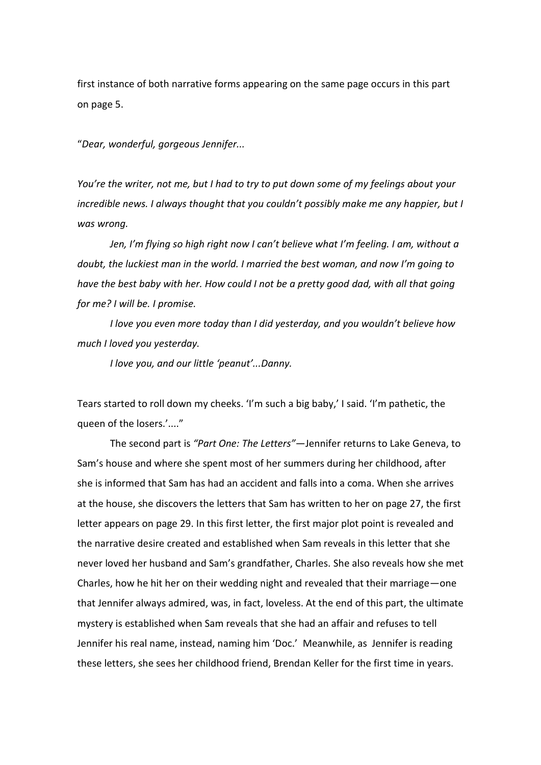first instance of both narrative forms appearing on the same page occurs in this part on page 5.

"*Dear, wonderful, gorgeous Jennifer...*

*You're the writer, not me, but I had to try to put down some of my feelings about your incredible news. I always thought that you couldn't possibly make me any happier, but I was wrong.*

*Jen, I'm flying so high right now I can't believe what I'm feeling. I am, without a doubt, the luckiest man in the world. I married the best woman, and now I'm going to have the best baby with her. How could I not be a pretty good dad, with all that going for me? I will be. I promise.*

*I love you even more today than I did yesterday, and you wouldn't believe how much I loved you yesterday.*

*I love you, and our little 'peanut'...Danny.*

Tears started to roll down my cheeks. 'I'm such a big baby,' I said. 'I'm pathetic, the queen of the losers.'...."

The second part is *"Part One: The Letters"*—Jennifer returns to Lake Geneva, to Sam's house and where she spent most of her summers during her childhood, after she is informed that Sam has had an accident and falls into a coma. When she arrives at the house, she discovers the letters that Sam has written to her on page 27, the first letter appears on page 29. In this first letter, the first major plot point is revealed and the narrative desire created and established when Sam reveals in this letter that she never loved her husband and Sam's grandfather, Charles. She also reveals how she met Charles, how he hit her on their wedding night and revealed that their marriage—one that Jennifer always admired, was, in fact, loveless. At the end of this part, the ultimate mystery is established when Sam reveals that she had an affair and refuses to tell Jennifer his real name, instead, naming him 'Doc.' Meanwhile, as Jennifer is reading these letters, she sees her childhood friend, Brendan Keller for the first time in years.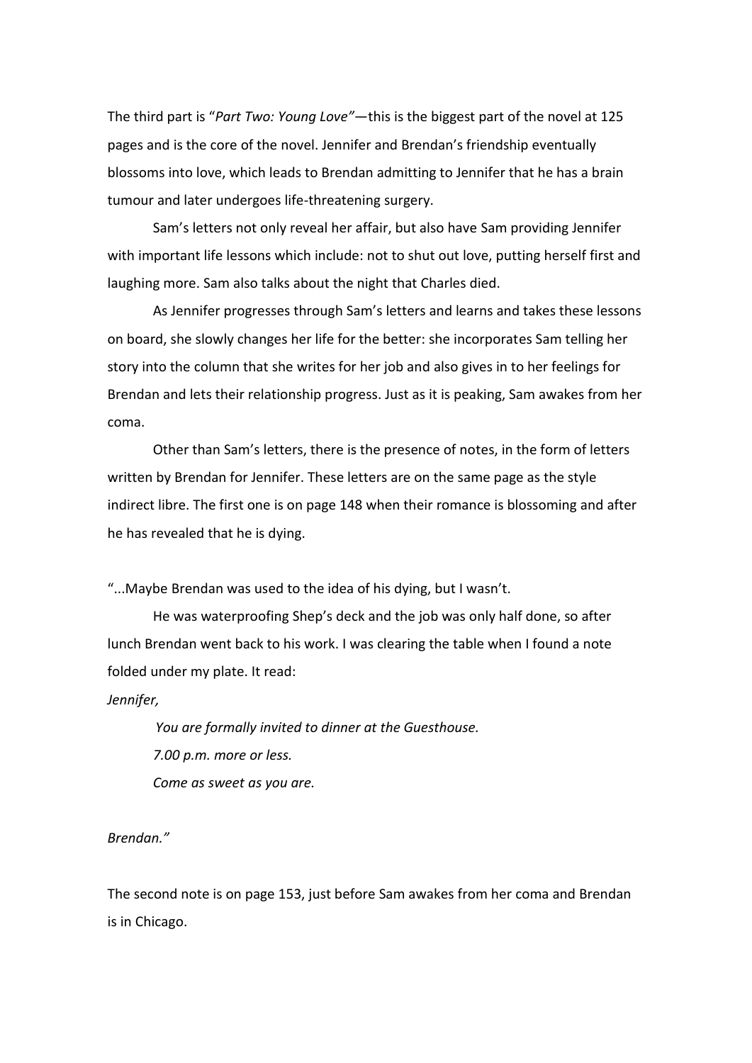The third part is "*Part Two: Young Love"*—this is the biggest part of the novel at 125 pages and is the core of the novel. Jennifer and Brendan's friendship eventually blossoms into love, which leads to Brendan admitting to Jennifer that he has a brain tumour and later undergoes life-threatening surgery.

Sam's letters not only reveal her affair, but also have Sam providing Jennifer with important life lessons which include: not to shut out love, putting herself first and laughing more. Sam also talks about the night that Charles died.

As Jennifer progresses through Sam's letters and learns and takes these lessons on board, she slowly changes her life for the better: she incorporates Sam telling her story into the column that she writes for her job and also gives in to her feelings for Brendan and lets their relationship progress. Just as it is peaking, Sam awakes from her coma.

Other than Sam's letters, there is the presence of notes, in the form of letters written by Brendan for Jennifer. These letters are on the same page as the style indirect libre. The first one is on page 148 when their romance is blossoming and after he has revealed that he is dying.

"...Maybe Brendan was used to the idea of his dying, but I wasn't.

He was waterproofing Shep's deck and the job was only half done, so after lunch Brendan went back to his work. I was clearing the table when I found a note folded under my plate. It read:

*Jennifer,*

*You are formally invited to dinner at the Guesthouse.*

*7.00 p.m. more or less.*

*Come as sweet as you are.*

*Brendan."*

The second note is on page 153, just before Sam awakes from her coma and Brendan is in Chicago.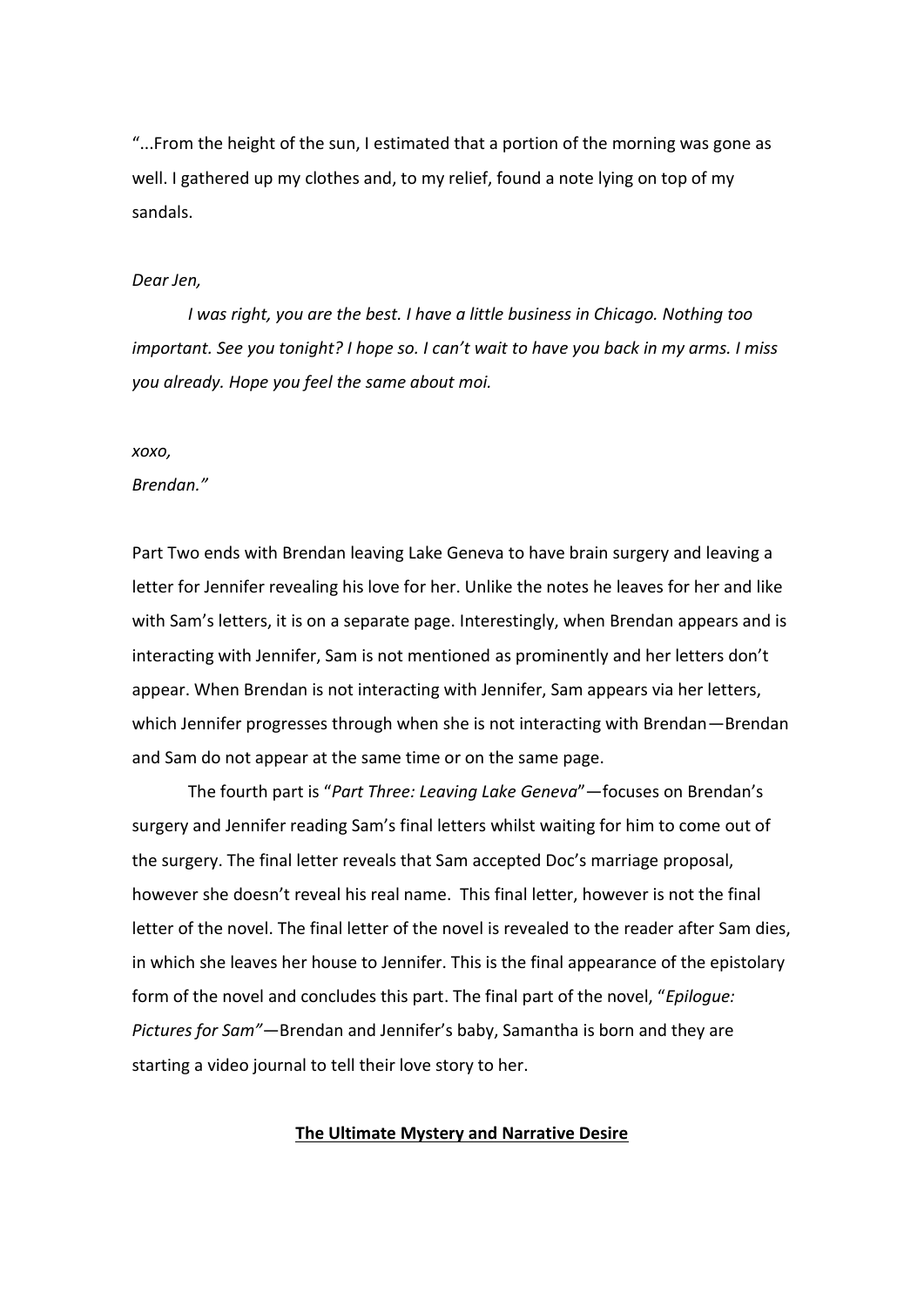"...From the height of the sun, I estimated that a portion of the morning was gone as well. I gathered up my clothes and, to my relief, found a note lying on top of my sandals.

*Dear Jen,*

*I was right, you are the best. I have a little business in Chicago. Nothing too important. See you tonight? I hope so. I can't wait to have you back in my arms. I miss you already. Hope you feel the same about moi.*

*xoxo,*

*Brendan."*

Part Two ends with Brendan leaving Lake Geneva to have brain surgery and leaving a letter for Jennifer revealing his love for her. Unlike the notes he leaves for her and like with Sam's letters, it is on a separate page. Interestingly, when Brendan appears and is interacting with Jennifer, Sam is not mentioned as prominently and her letters don't appear. When Brendan is not interacting with Jennifer, Sam appears via her letters, which Jennifer progresses through when she is not interacting with Brendan—Brendan and Sam do not appear at the same time or on the same page.

The fourth part is "*Part Three: Leaving Lake Geneva*"—focuses on Brendan's surgery and Jennifer reading Sam's final letters whilst waiting for him to come out of the surgery. The final letter reveals that Sam accepted Doc's marriage proposal, however she doesn't reveal his real name. This final letter, however is not the final letter of the novel. The final letter of the novel is revealed to the reader after Sam dies, in which she leaves her house to Jennifer. This is the final appearance of the epistolary form of the novel and concludes this part. The final part of the novel, "*Epilogue: Pictures for Sam"*—Brendan and Jennifer's baby, Samantha is born and they are starting a video journal to tell their love story to her.

**The Ultimate Mystery and Narrative Desire**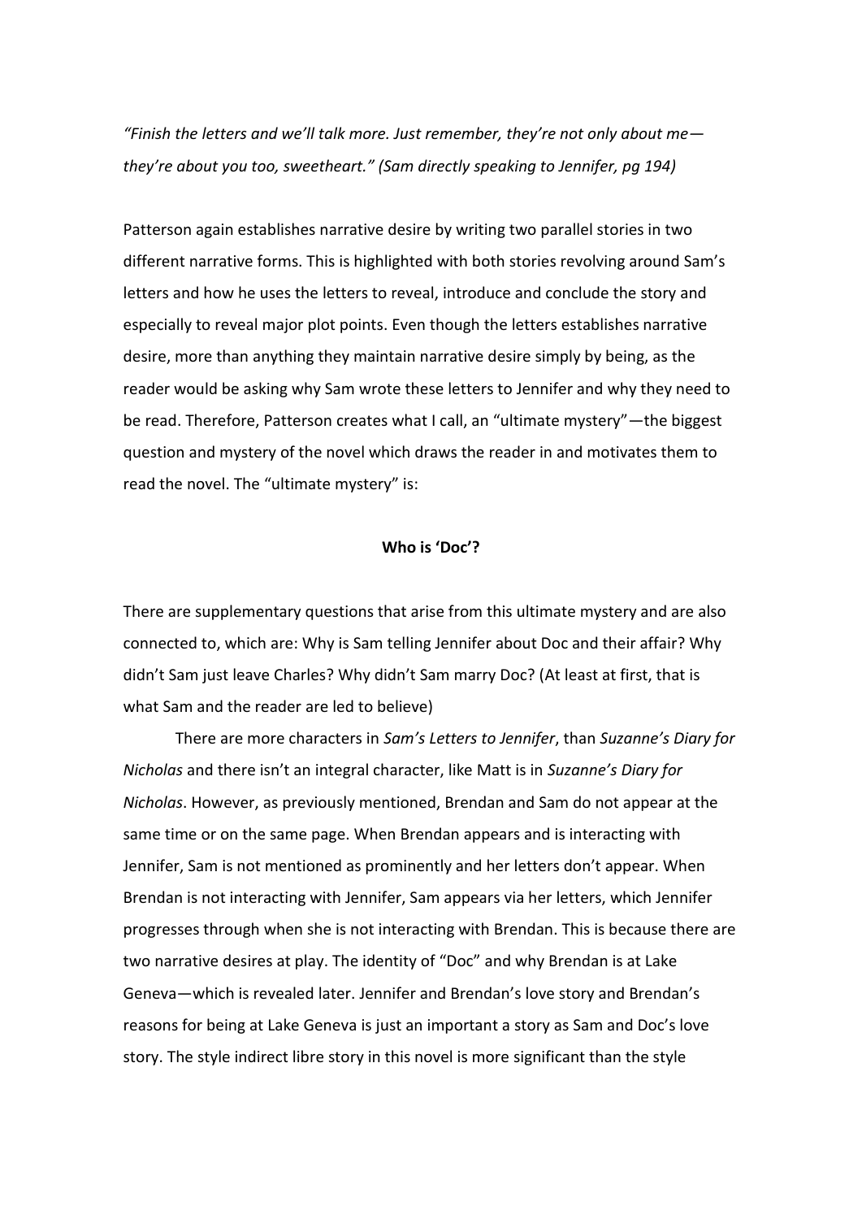*"Finish the letters and we'll talk more. Just remember, they're not only about me—they're about you too, sweetheart." (Sam directly speaking to Jennifer, pg 194)*

Patterson again establishes narrative desire by writing two parallel stories in two different narrative forms. This is highlighted with both stories revolving around Sam's letters and how he uses the letters to reveal, introduce and conclude the story and especially to reveal major plot points. Even though the letters establishes narrative desire, more than anything they maintain narrative desire simply by being, as the reader would be asking why Sam wrote these letters to Jennifer and why they need to be read. Therefore, Patterson creates what I call, an "ultimate mystery"—the biggest question and mystery of the novel which draws the reader in and motivates them to read the novel. The "ultimate mystery" is:

**Who is 'Doc'?**

There are supplementary questions that arise from this ultimate mystery and are also connected to, which are: Why is Sam telling Jennifer about Doc and their affair? Why didn't Sam just leave Charles? Why didn't Sam marry Doc? (At least at first, that is what Sam and the reader are led to believe)

There are more characters in *Sam's Letters to Jennifer*, than *Suzanne's Diary for Nicholas* and there isn't an integral character, like Matt is in *Suzanne's Diary for Nicholas*. However, as previously mentioned, Brendan and Sam do not appear at the same time or on the same page. When Brendan appears and is interacting with Jennifer, Sam is not mentioned as prominently and her letters don't appear. When Brendan is not interacting with Jennifer, Sam appears via her letters, which Jennifer progresses through when she is not interacting with Brendan. This is because there are two narrative desires at play. The identity of "Doc" and why Brendan is at Lake Geneva—which is revealed later. Jennifer and Brendan's love story and Brendan's reasons for being at Lake Geneva is just an important a story as Sam and Doc's love story. The style indirect libre story in this novel is more significant than the style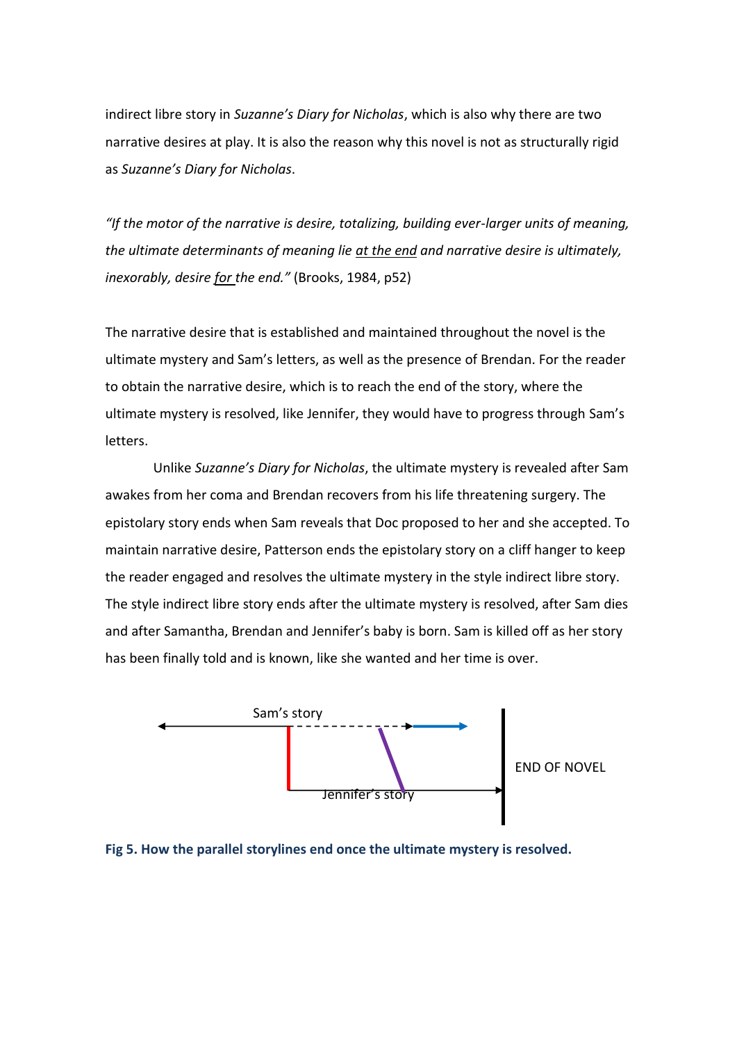indirect libre story in *Suzanne's Diary for Nicholas*, which is also why there are two narrative desires at play. It is also the reason why this novel is not as structurally rigid as *Suzanne's Diary for Nicholas*.

*"If the motor of the narrative is desire, totalizing, building ever-larger units of meaning, the ultimate determinants of meaning lie <u>at the end</u> and narrative desire is ultimately, inexorably, desire <u>for</u> the end."* (Brooks, 1984, p52)

The narrative desire that is established and maintained throughout the novel is the ultimate mystery and Sam's letters, as well as the presence of Brendan. For the reader to obtain the narrative desire, which is to reach the end of the story, where the ultimate mystery is resolved, like Jennifer, they would have to progress through Sam's letters.

Unlike *Suzanne's Diary for Nicholas*, the ultimate mystery is revealed after Sam awakes from her coma and Brendan recovers from his life threatening surgery. The epistolary story ends when Sam reveals that Doc proposed to her and she accepted. To maintain narrative desire, Patterson ends the epistolary story on a cliff hanger to keep the reader engaged and resolves the ultimate mystery in the style indirect libre story. The style indirect libre story ends after the ultimate mystery is resolved, after Sam dies and after Samantha, Brendan and Jennifer's baby is born. Sam is killed off as her story has been finally told and is known, like she wanted and her time is over.

Sam's story

Jennifer's story

END OF NOVEL

**Fig 5. How the parallel storylines end once the ultimate mystery is resolved.**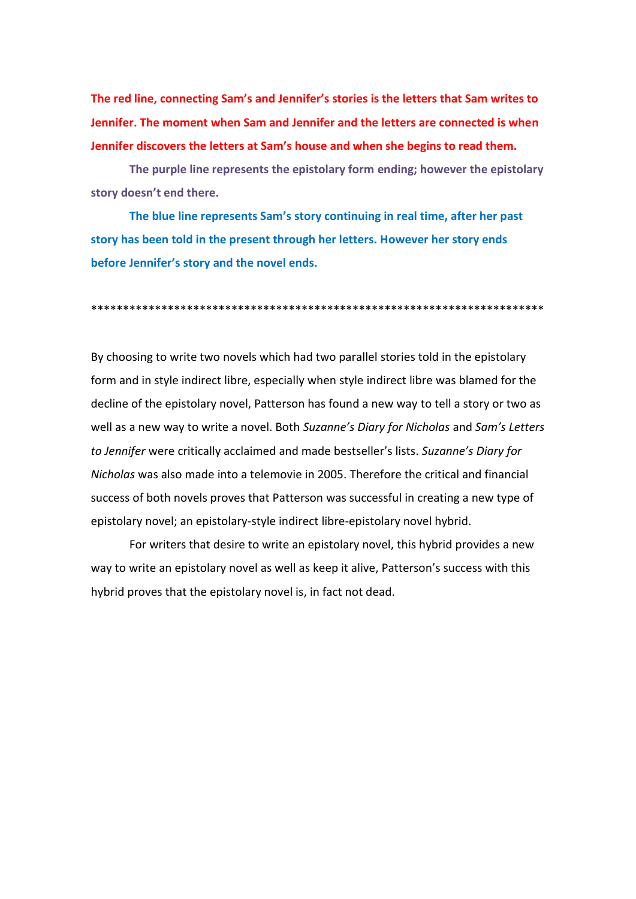**The red line, connecting Sam's and Jennifer's stories is the letters that Sam writes to Jennifer. The moment when Sam and Jennifer and the letters are connected is when Jennifer discovers the letters at Sam's house and when she begins to read them.**

**The purple line represents the epistolary form ending; however the epistolary story doesn't end there.**

**The blue line represents Sam's story continuing in real time, after her past story has been told in the present through her letters. However her story ends before Jennifer's story and the novel ends.**

*************************************************************************

By choosing to write two novels which had two parallel stories told in the epistolary form and in style indirect libre, especially when style indirect libre was blamed for the decline of the epistolary novel, Patterson has found a new way to tell a story or two as well as a new way to write a novel. Both *Suzanne's Diary for Nicholas* and *Sam's Letters to Jennifer* were critically acclaimed and made bestseller's lists. *Suzanne's Diary for Nicholas* was also made into a telemovie in 2005. Therefore the critical and financial success of both novels proves that Patterson was successful in creating a new type of epistolary novel; an epistolary-style indirect libre-epistolary novel hybrid.

For writers that desire to write an epistolary novel, this hybrid provides a new way to write an epistolary novel as well as keep it alive, Patterson's success with this hybrid proves that the epistolary novel is, in fact not dead.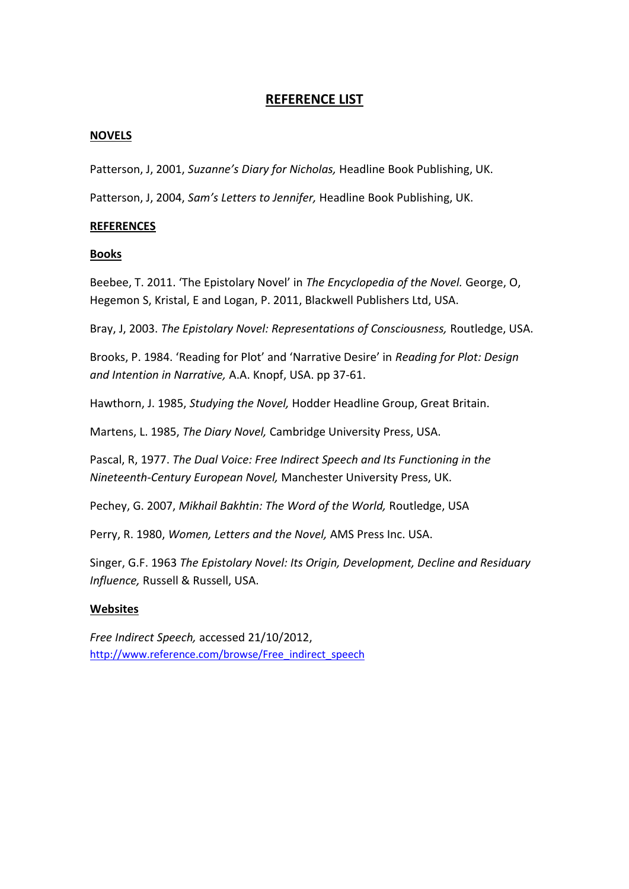# REFERENCE LIST

## NOVELS

Patterson, J, 2001, *Suzanne's Diary for Nicholas,* Headline Book Publishing, UK.

Patterson, J, 2004, *Sam's Letters to Jennifer,* Headline Book Publishing, UK.

## REFERENCES

### Books

Beebee, T. 2011. 'The Epistolary Novel' in *The Encyclopedia of the Novel.* George, O, Hegemon S, Kristal, E and Logan, P. 2011, Blackwell Publishers Ltd, USA.

Bray, J, 2003. *The Epistolary Novel: Representations of Consciousness,* Routledge, USA.

Brooks, P. 1984. 'Reading for Plot' and 'Narrative Desire' in *Reading for Plot: Design and Intention in Narrative,* A.A. Knopf, USA. pp 37-61.

Hawthorn, J. 1985, *Studying the Novel,* Hodder Headline Group, Great Britain.

Martens, L. 1985, *The Diary Novel,* Cambridge University Press, USA.

Pascal, R, 1977. *The Dual Voice: Free Indirect Speech and Its Functioning in the Nineteenth-Century European Novel,* Manchester University Press, UK.

Pechey, G. 2007, *Mikhail Bakhtin: The Word of the World,* Routledge, USA

Perry, R. 1980, *Women, Letters and the Novel,* AMS Press Inc. USA.

Singer, G.F. 1963 *The Epistolary Novel: Its Origin, Development, Decline and Residuary Influence,* Russell & Russell, USA.

### Websites

*Free Indirect Speech,* accessed 21/10/2012, http://www.reference.com/browse/Free_indirect_speech